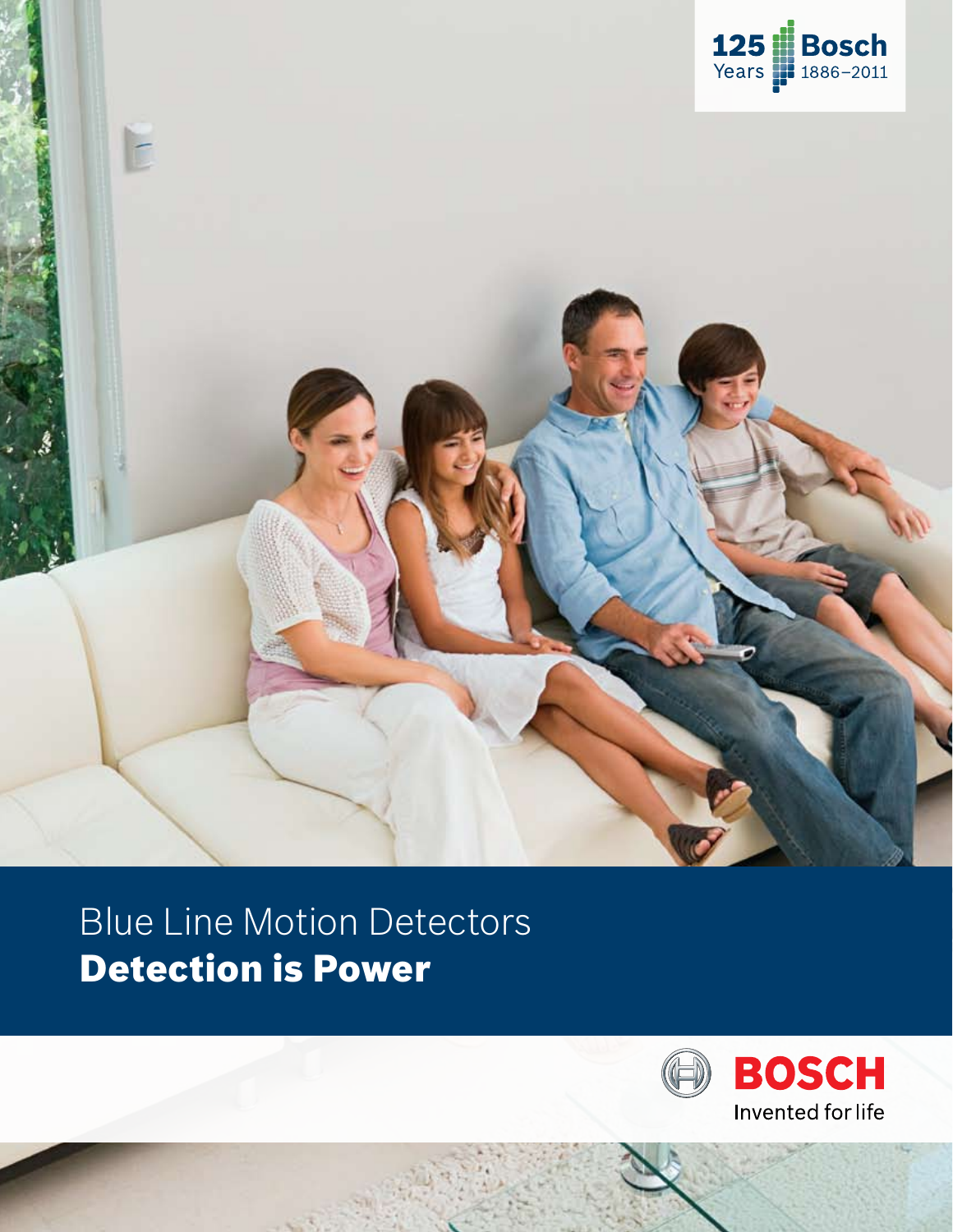125 Years Bosch 1886–2011

# Blue Line Motion Detectors

## **Detection is Power**

BOSCH

Invented for life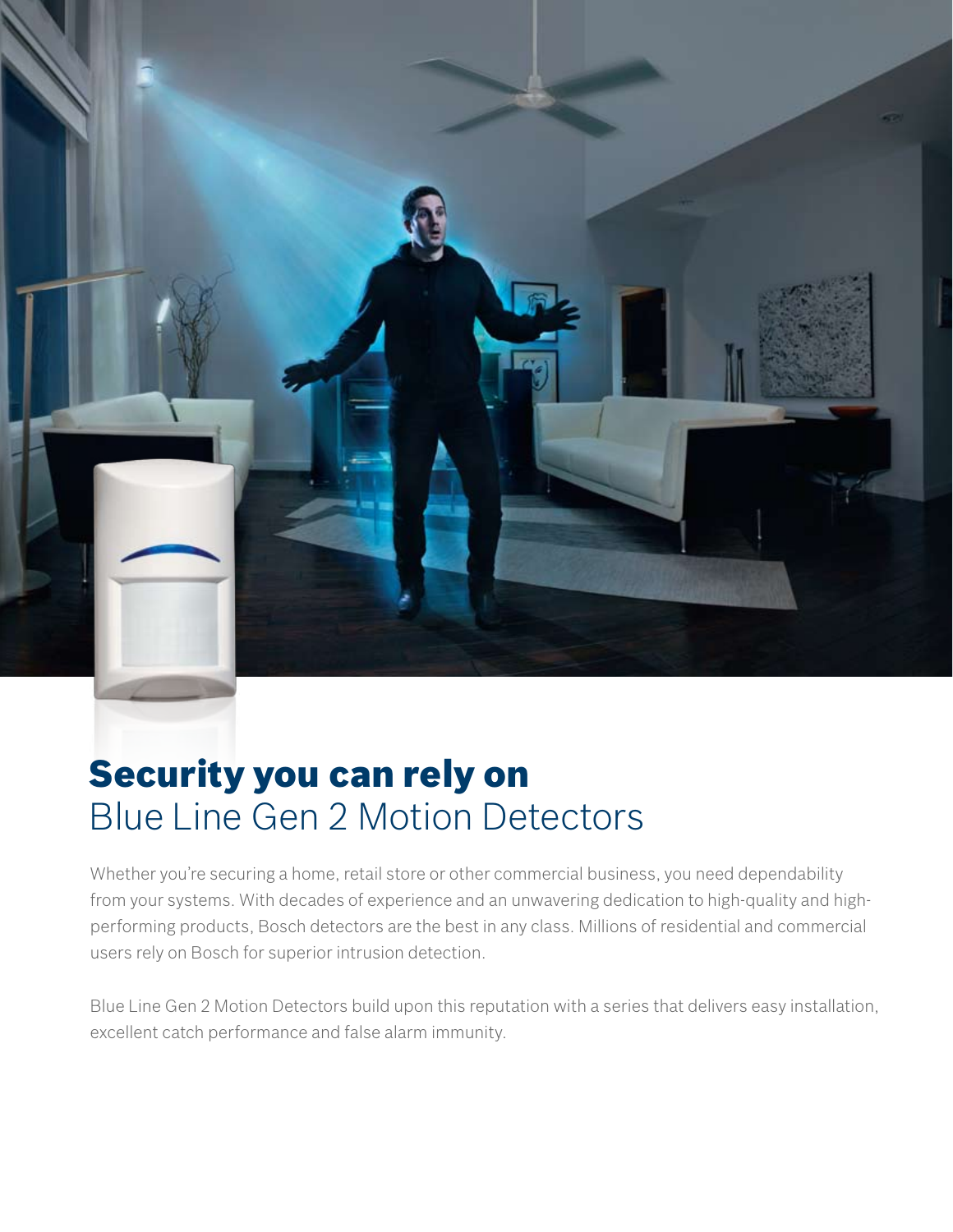# Security you can rely on

## Blue Line Gen 2 Motion Detectors

Whether you're securing a home, retail store or other commercial business, you need dependability from your systems. With decades of experience and an unwavering dedication to high-quality and high-performing products, Bosch detectors are the best in any class. Millions of residential and commercial users rely on Bosch for superior intrusion detection.

Blue Line Gen 2 Motion Detectors build upon this reputation with a series that delivers easy installation, excellent catch performance and false alarm immunity.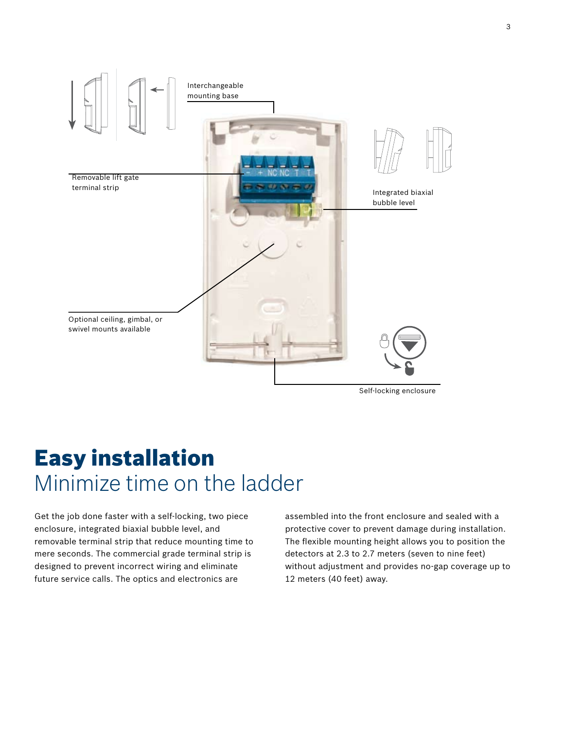Interchangeable mounting base

Removable lift gate terminal strip

Integrated biaxial bubble level

Optional ceiling, gimbal, or swivel mounts available

Self-locking enclosure

# Easy installation

## Minimize time on the ladder

Get the job done faster with a self-locking, two piece enclosure, integrated biaxial bubble level, and removable terminal strip that reduce mounting time to mere seconds. The commercial grade terminal strip is designed to prevent incorrect wiring and eliminate future service calls. The optics and electronics are assembled into the front enclosure and sealed with a protective cover to prevent damage during installation. The flexible mounting height allows you to position the detectors at 2.3 to 2.7 meters (seven to nine feet) without adjustment and provides no-gap coverage up to 12 meters (40 feet) away.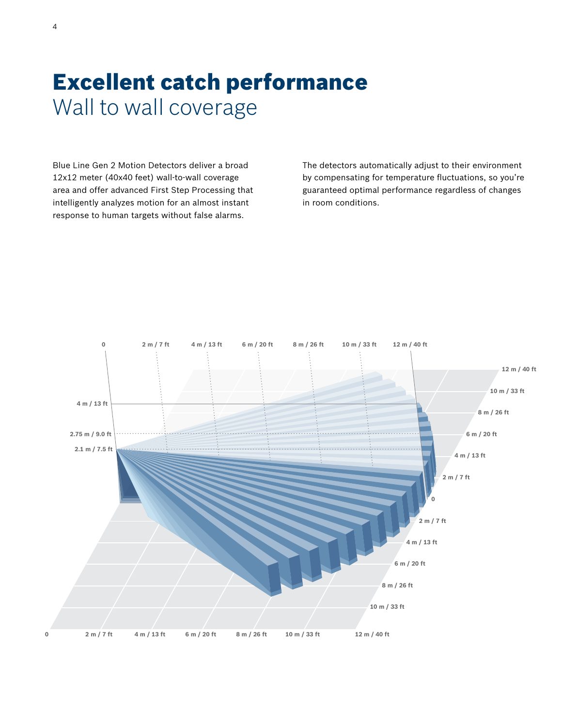// Excellent catch performance
# Excellent catch performance
## Wall to wall coverage

Blue Line Gen 2 Motion Detectors deliver a broad 12x12 meter (40x40 feet) wall-to-wall coverage area and offer advanced First Step Processing that intelligently analyzes motion for an almost instant response to human targets without false alarms.

The detectors automatically adjust to their environment by compensating for temperature fluctuations, so you're guaranteed optimal performance regardless of changes in room conditions.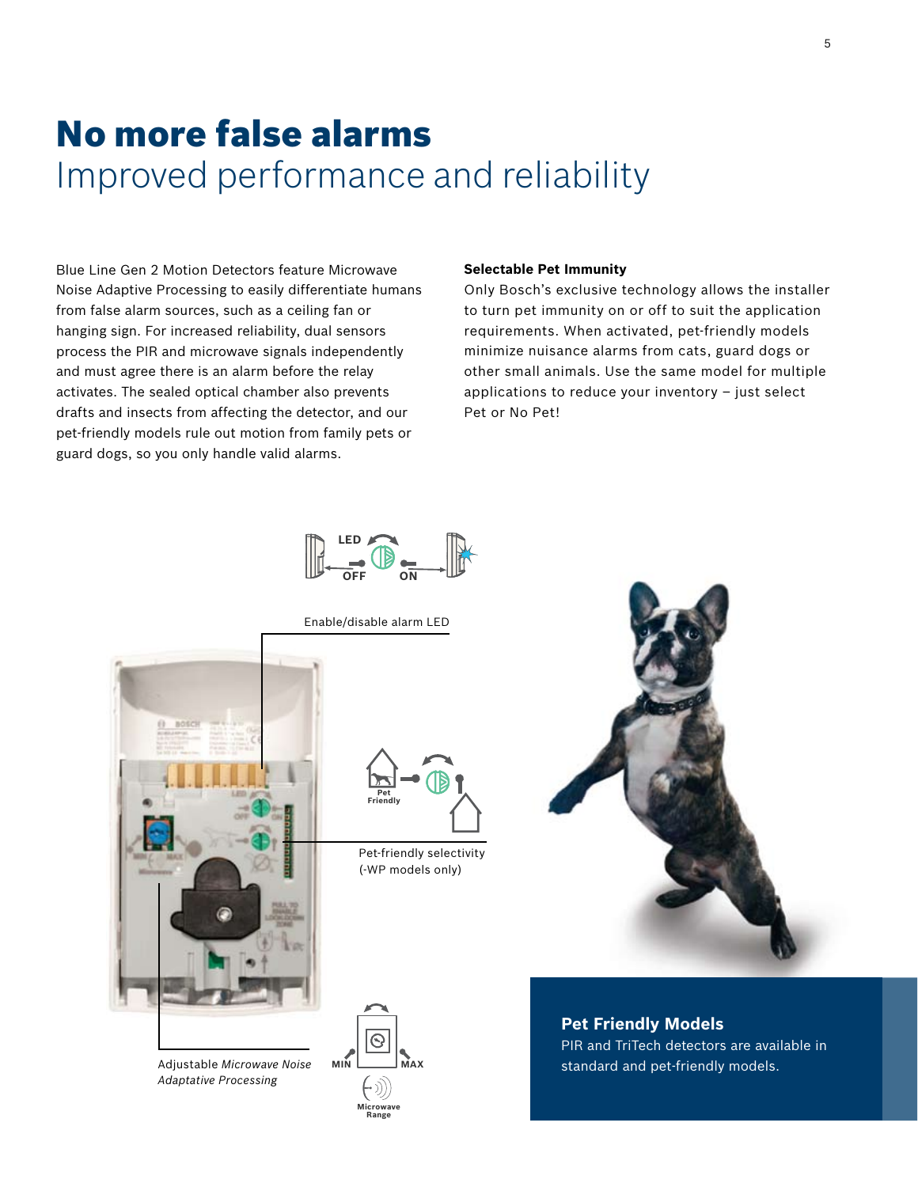# No more false alarms

## Improved performance and reliability

Blue Line Gen 2 Motion Detectors feature Microwave Noise Adaptive Processing to easily differentiate humans from false alarm sources, such as a ceiling fan or hanging sign. For increased reliability, dual sensors process the PIR and microwave signals independently and must agree there is an alarm before the relay activates. The sealed optical chamber also prevents drafts and insects from affecting the detector, and our pet-friendly models rule out motion from family pets or guard dogs, so you only handle valid alarms.

### Selectable Pet Immunity

Only Bosch's exclusive technology allows the installer to turn pet immunity on or off to suit the application requirements. When activated, pet-friendly models minimize nuisance alarms from cats, guard dogs or other small animals. Use the same model for multiple applications to reduce your inventory – just select Pet or No Pet!

LED OFF ON

Enable/disable alarm LED

Pet Friendly

Pet-friendly selectivity (-WP models only)

MIN MAX Microwave Range

Adjustable *Microwave Noise Adaptive Processing*

### Pet Friendly Models

PIR and TriTech detectors are available in standard and pet-friendly models.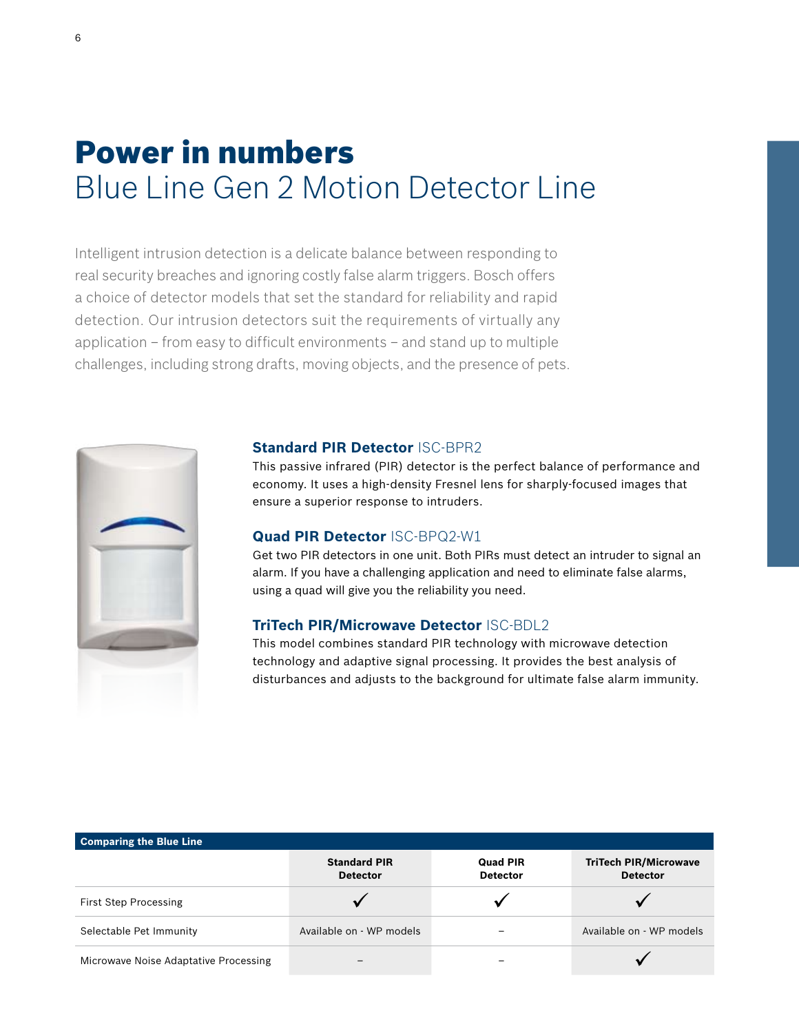# Power in numbers
## Blue Line Gen 2 Motion Detector Line

Intelligent intrusion detection is a delicate balance between responding to real security breaches and ignoring costly false alarm triggers. Bosch offers a choice of detector models that set the standard for reliability and rapid detection. Our intrusion detectors suit the requirements of virtually any application – from easy to difficult environments – and stand up to multiple challenges, including strong drafts, moving objects, and the presence of pets.

### Standard PIR Detector ISC-BPR2

This passive infrared (PIR) detector is the perfect balance of performance and economy. It uses a high-density Fresnel lens for sharply-focused images that ensure a superior response to intruders.

### Quad PIR Detector ISC-BPQ2-W1

Get two PIR detectors in one unit. Both PIRs must detect an intruder to signal an alarm. If you have a challenging application and need to eliminate false alarms, using a quad will give you the reliability you need.

### TriTech PIR/Microwave Detector ISC-BDL2

This model combines standard PIR technology with microwave detection technology and adaptive signal processing. It provides the best analysis of disturbances and adjusts to the background for ultimate false alarm immunity.

**Comparing the Blue Line**

| | Standard PIR Detector | Quad PIR Detector | TriTech PIR/Microwave Detector |
|---|---|---|---|
| First Step Processing | ✓ | ✓ | ✓ |
| Selectable Pet Immunity | Available on - WP models | – | Available on - WP models |
| Microwave Noise Adaptative Processing | – | – | ✓ |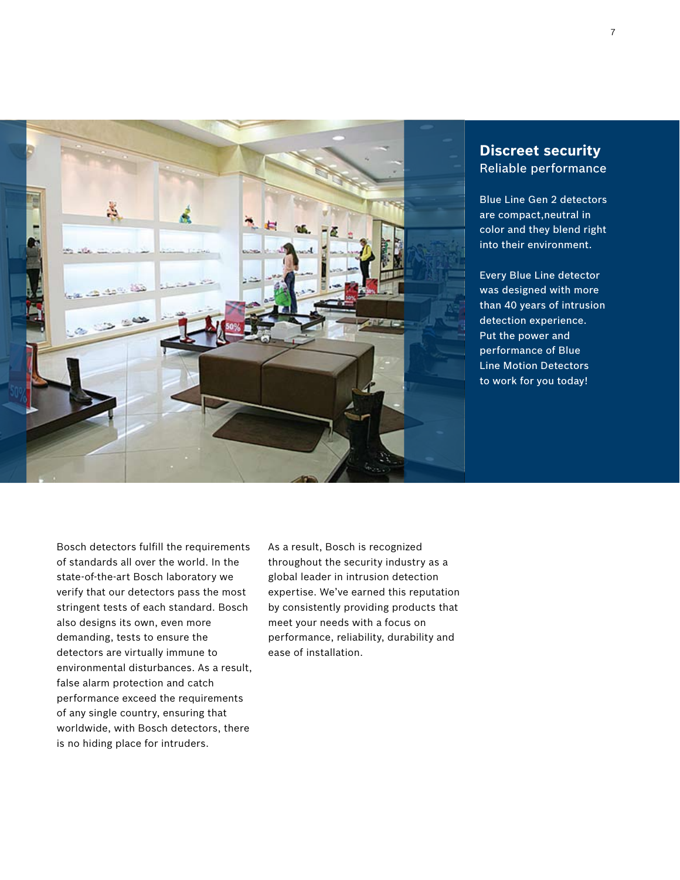## Discreet security

Reliable performance

Blue Line Gen 2 detectors are compact,neutral in color and they blend right into their environment.

Every Blue Line detector was designed with more than 40 years of intrusion detection experience. Put the power and performance of Blue Line Motion Detectors to work for you today!

Bosch detectors fulfill the requirements of standards all over the world. In the state-of-the-art Bosch laboratory we verify that our detectors pass the most stringent tests of each standard. Bosch also designs its own, even more demanding, tests to ensure the detectors are virtually immune to environmental disturbances. As a result, false alarm protection and catch performance exceed the requirements of any single country, ensuring that worldwide, with Bosch detectors, there is no hiding place for intruders.

As a result, Bosch is recognized throughout the security industry as a global leader in intrusion detection expertise. We've earned this reputation by consistently providing products that meet your needs with a focus on performance, reliability, durability and ease of installation.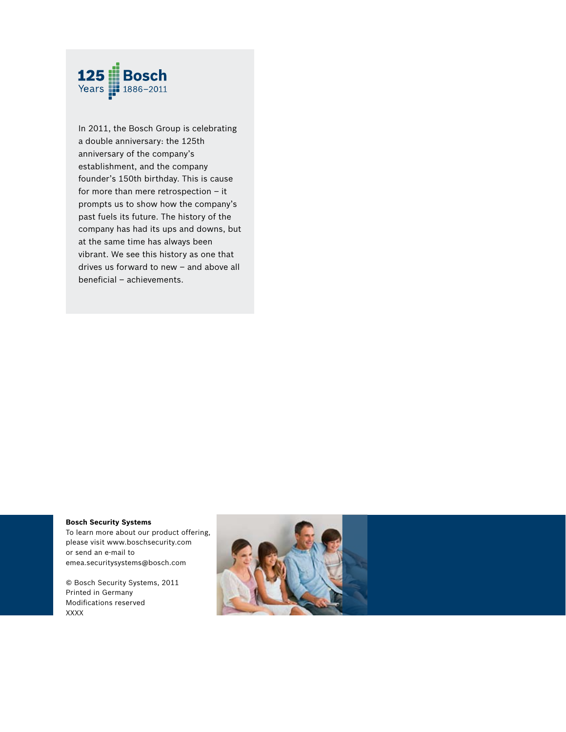125 Years Bosch 1886–2011

In 2011, the Bosch Group is celebrating a double anniversary: the 125th anniversary of the company's establishment, and the company founder's 150th birthday. This is cause for more than mere retrospection – it prompts us to show how the company's past fuels its future. The history of the company has had its ups and downs, but at the same time has always been vibrant. We see this history as one that drives us forward to new – and above all beneficial – achievements.

**Bosch Security Systems**
To learn more about our product offering,
please visit www.boschsecurity.com
or send an e-mail to
emea.securitysystems@bosch.com

© Bosch Security Systems, 2011
Printed in Germany
Modifications reserved
XXXX